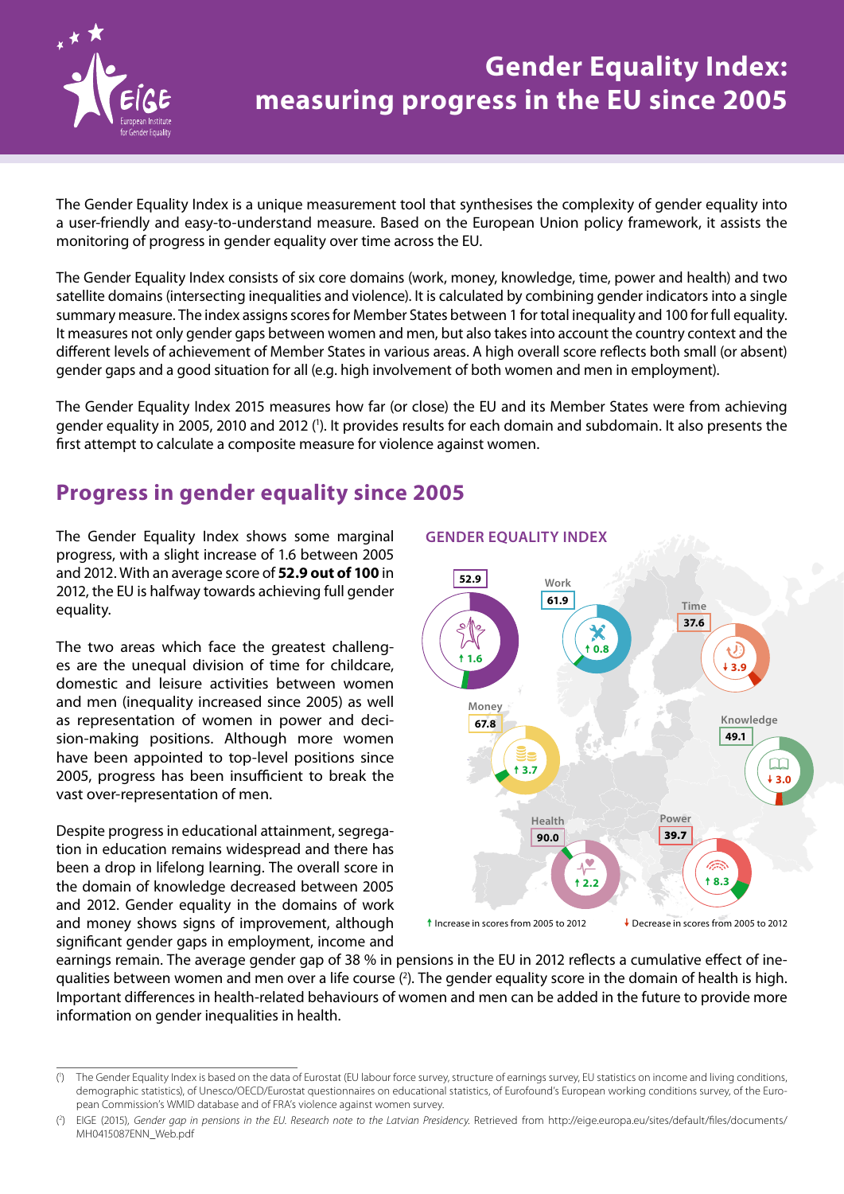# Gender Equality Index: measuring progress in the EU since 2005

The Gender Equality Index is a unique measurement tool that synthesises the complexity of gender equality into a user-friendly and easy-to-understand measure. Based on the European Union policy framework, it assists the monitoring of progress in gender equality over time across the EU.

The Gender Equality Index consists of six core domains (work, money, knowledge, time, power and health) and two satellite domains (intersecting inequalities and violence). It is calculated by combining gender indicators into a single summary measure. The index assigns scores for Member States between 1 for total inequality and 100 for full equality. It measures not only gender gaps between women and men, but also takes into account the country context and the different levels of achievement of Member States in various areas. A high overall score reflects both small (or absent) gender gaps and a good situation for all (e.g. high involvement of both women and men in employment).

The Gender Equality Index 2015 measures how far (or close) the EU and its Member States were from achieving gender equality in 2005, 2010 and 2012 [1]. It provides results for each domain and subdomain. It also presents the first attempt to calculate a composite measure for violence against women.

## Progress in gender equality since 2005

The Gender Equality Index shows some marginal progress, with a slight increase of 1.6 between 2005 and 2012. With an average score of **52.9 out of 100** in 2012, the EU is halfway towards achieving full gender equality.

The two areas which face the greatest challenges are the unequal division of time for childcare, domestic and leisure activities between women and men (inequality increased since 2005) as well as representation of women in power and decision-making positions. Although more women have been appointed to top-level positions since 2005, progress has been insufficient to break the vast over-representation of men.

Despite progress in educational attainment, segregation in education remains widespread and there has been a drop in lifelong learning. The overall score in the domain of knowledge decreased between 2005 and 2012. Gender equality in the domains of work and money shows signs of improvement, although significant gender gaps in employment, income and earnings remain. The average gender gap of 38 % in pensions in the EU in 2012 reflects a cumulative effect of inequalities between women and men over a life course [2]. The gender equality score in the domain of health is high. Important differences in health-related behaviours of women and men can be added in the future to provide more information on gender inequalities in health.

**GENDER EQUALITY INDEX**

| Domain | Score (2012) | Change 2005–2012 |
|---|---|---|
| Gender Equality Index | 52.9 | ↑ 1.6 |
| Work | 61.9 | ↑ 0.8 |
| Money | 67.8 | ↑ 3.7 |
| Knowledge | 49.1 | ↓ 3.0 |
| Time | 37.6 | ↓ 3.9 |
| Power | 39.7 | ↑ 8.3 |
| Health | 90.0 | ↑ 2.2 |

↑ Increase in scores from 2005 to 2012 ↓ Decrease in scores from 2005 to 2012

---

[1] The Gender Equality Index is based on the data of Eurostat (EU labour force survey, structure of earnings survey, EU statistics on income and living conditions, demographic statistics), of Unesco/OECD/Eurostat questionnaires on educational statistics, of Eurofound's European working conditions survey, of the European Commission's WMID database and of FRA's violence against women survey.

[2] EIGE (2015), *Gender gap in pensions in the EU. Research note to the Latvian Presidency.* Retrieved from http://eige.europa.eu/sites/default/files/documents/MH0415087ENN_Web.pdf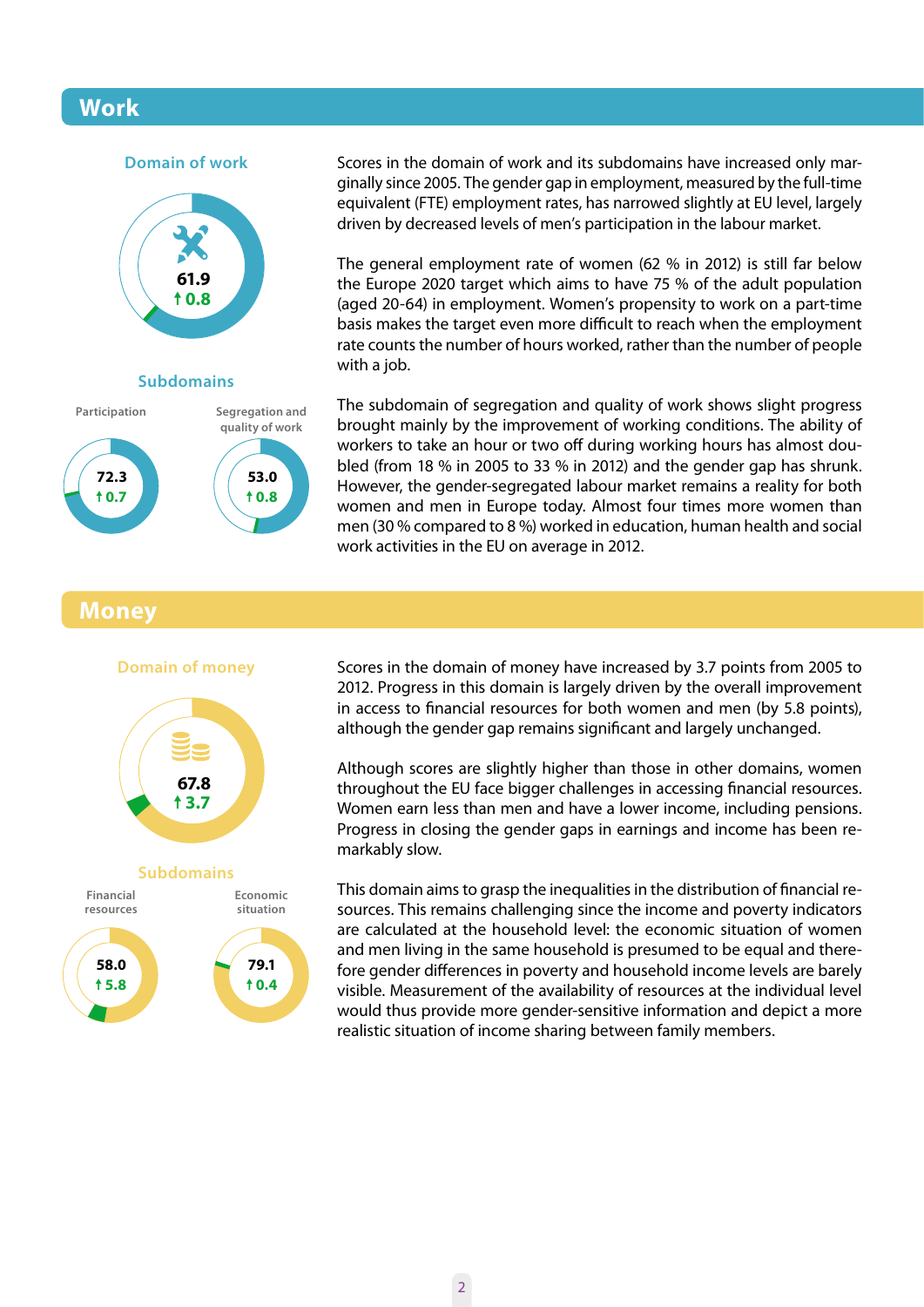## Work

**Domain of work**

61.9
↑ 0.8

**Subdomains**

Participation
72.3
↑ 0.7

Segregation and quality of work
53.0
↑ 0.8

Scores in the domain of work and its subdomains have increased only marginally since 2005. The gender gap in employment, measured by the full-time equivalent (FTE) employment rates, has narrowed slightly at EU level, largely driven by decreased levels of men's participation in the labour market.

The general employment rate of women (62 % in 2012) is still far below the Europe 2020 target which aims to have 75 % of the adult population (aged 20-64) in employment. Women's propensity to work on a part-time basis makes the target even more difficult to reach when the employment rate counts the number of hours worked, rather than the number of people with a job.

The subdomain of segregation and quality of work shows slight progress brought mainly by the improvement of working conditions. The ability of workers to take an hour or two off during working hours has almost doubled (from 18 % in 2005 to 33 % in 2012) and the gender gap has shrunk. However, the gender-segregated labour market remains a reality for both women and men in Europe today. Almost four times more women than men (30 % compared to 8 %) worked in education, human health and social work activities in the EU on average in 2012.

## Money

**Domain of money**

67.8
↑ 3.7

**Subdomains**

Financial resources
58.0
↑ 5.8

Economic situation
79.1
↑ 0.4

Scores in the domain of money have increased by 3.7 points from 2005 to 2012. Progress in this domain is largely driven by the overall improvement in access to financial resources for both women and men (by 5.8 points), although the gender gap remains significant and largely unchanged.

Although scores are slightly higher than those in other domains, women throughout the EU face bigger challenges in accessing financial resources. Women earn less than men and have a lower income, including pensions. Progress in closing the gender gaps in earnings and income has been remarkably slow.

This domain aims to grasp the inequalities in the distribution of financial resources. This remains challenging since the income and poverty indicators are calculated at the household level: the economic situation of women and men living in the same household is presumed to be equal and therefore gender differences in poverty and household income levels are barely visible. Measurement of the availability of resources at the individual level would thus provide more gender-sensitive information and depict a more realistic situation of income sharing between family members.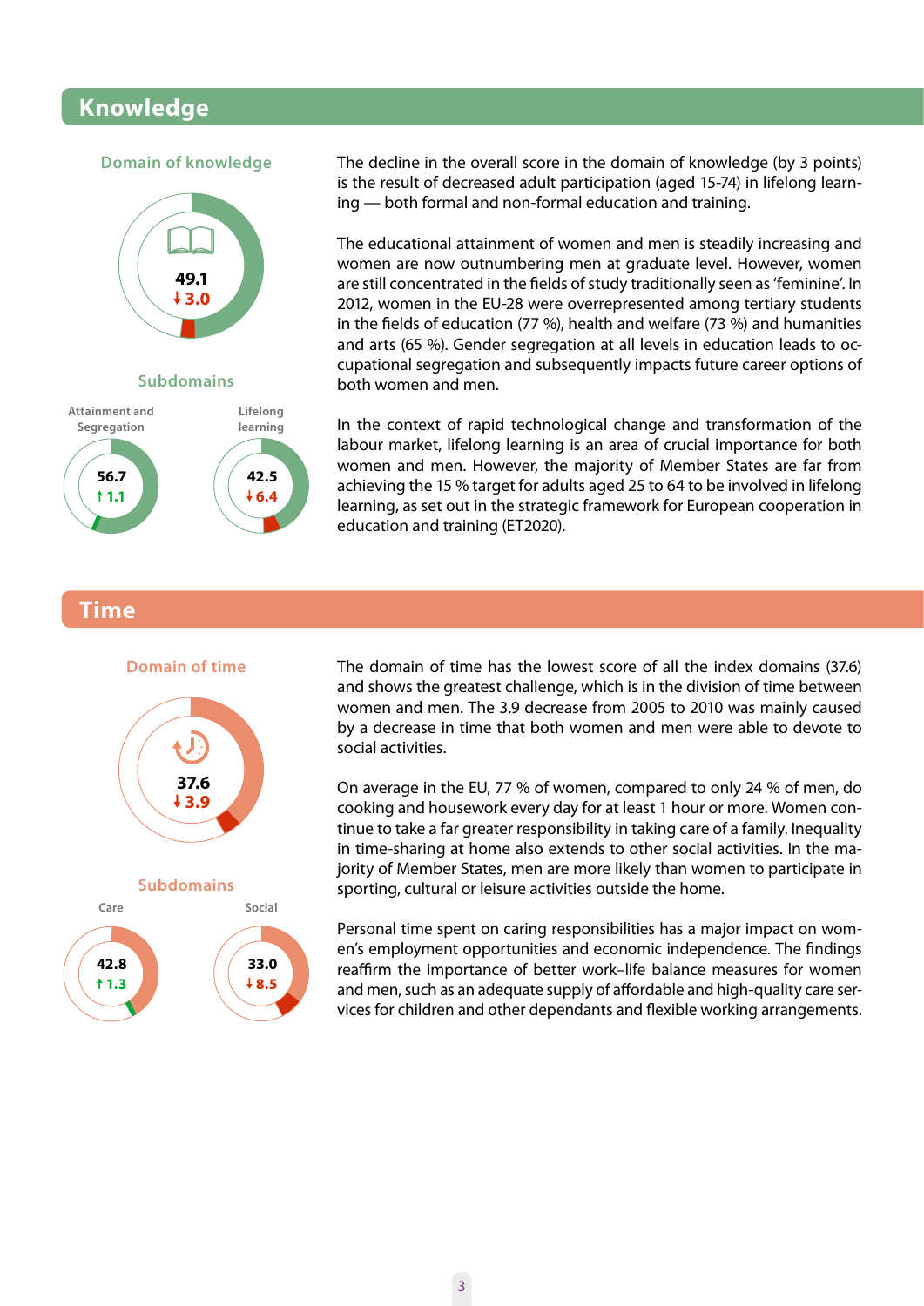## Knowledge

### Domain of knowledge

49.1
↓ 3.0

### Subdomains

Attainment and Segregation: 56.7 ↑ 1.1

Lifelong learning: 42.5 ↓ 6.4

The decline in the overall score in the domain of knowledge (by 3 points) is the result of decreased adult participation (aged 15-74) in lifelong learning — both formal and non-formal education and training.

The educational attainment of women and men is steadily increasing and women are now outnumbering men at graduate level. However, women are still concentrated in the fields of study traditionally seen as 'feminine'. In 2012, women in the EU-28 were overrepresented among tertiary students in the fields of education (77 %), health and welfare (73 %) and humanities and arts (65 %). Gender segregation at all levels in education leads to occupational segregation and subsequently impacts future career options of both women and men.

In the context of rapid technological change and transformation of the labour market, lifelong learning is an area of crucial importance for both women and men. However, the majority of Member States are far from achieving the 15 % target for adults aged 25 to 64 to be involved in lifelong learning, as set out in the strategic framework for European cooperation in education and training (ET2020).

## Time

### Domain of time

37.6
↓ 3.9

### Subdomains

Care: 42.8 ↑ 1.3

Social: 33.0 ↓ 8.5

The domain of time has the lowest score of all the index domains (37.6) and shows the greatest challenge, which is in the division of time between women and men. The 3.9 decrease from 2005 to 2010 was mainly caused by a decrease in time that both women and men were able to devote to social activities.

On average in the EU, 77 % of women, compared to only 24 % of men, do cooking and housework every day for at least 1 hour or more. Women continue to take a far greater responsibility in taking care of a family. Inequality in time-sharing at home also extends to other social activities. In the majority of Member States, men are more likely than women to participate in sporting, cultural or leisure activities outside the home.

Personal time spent on caring responsibilities has a major impact on women's employment opportunities and economic independence. The findings reaffirm the importance of better work–life balance measures for women and men, such as an adequate supply of affordable and high-quality care services for children and other dependants and flexible working arrangements.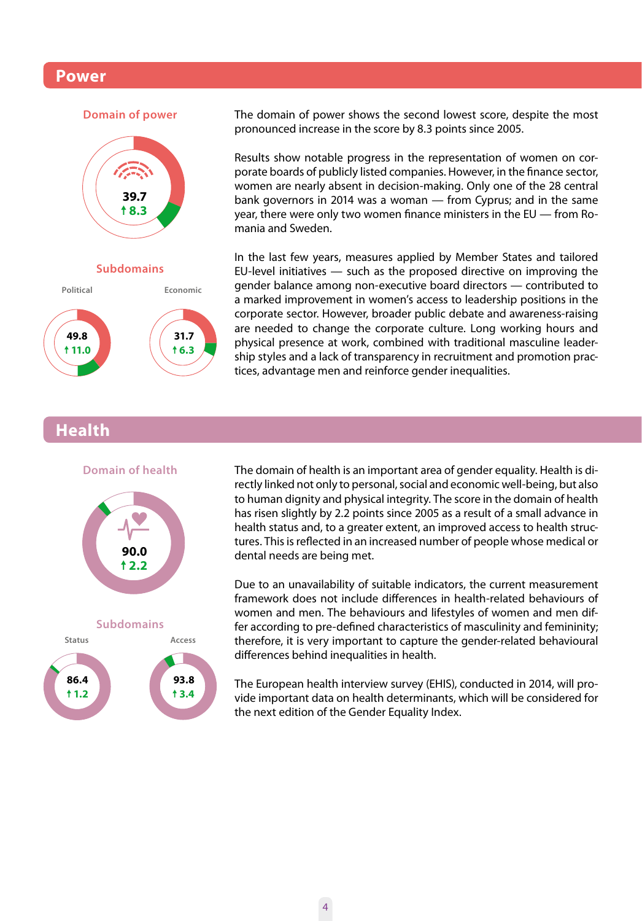## Power

**Domain of power**

39.7
↑ 8.3

**Subdomains**

Political: 49.8 ↑ 11.0

Economic: 31.7 ↑ 6.3

The domain of power shows the second lowest score, despite the most pronounced increase in the score by 8.3 points since 2005.

Results show notable progress in the representation of women on corporate boards of publicly listed companies. However, in the finance sector, women are nearly absent in decision-making. Only one of the 28 central bank governors in 2014 was a woman — from Cyprus; and in the same year, there were only two women finance ministers in the EU — from Romania and Sweden.

In the last few years, measures applied by Member States and tailored EU-level initiatives — such as the proposed directive on improving the gender balance among non-executive board directors — contributed to a marked improvement in women's access to leadership positions in the corporate sector. However, broader public debate and awareness-raising are needed to change the corporate culture. Long working hours and physical presence at work, combined with traditional masculine leadership styles and a lack of transparency in recruitment and promotion practices, advantage men and reinforce gender inequalities.

## Health

**Domain of health**

90.0
↑ 2.2

**Subdomains**

Status: 86.4 ↑ 1.2

Access: 93.8 ↑ 3.4

The domain of health is an important area of gender equality. Health is directly linked not only to personal, social and economic well-being, but also to human dignity and physical integrity. The score in the domain of health has risen slightly by 2.2 points since 2005 as a result of a small advance in health status and, to a greater extent, an improved access to health structures. This is reflected in an increased number of people whose medical or dental needs are being met.

Due to an unavailability of suitable indicators, the current measurement framework does not include differences in health-related behaviours of women and men. The behaviours and lifestyles of women and men differ according to pre-defined characteristics of masculinity and femininity; therefore, it is very important to capture the gender-related behavioural differences behind inequalities in health.

The European health interview survey (EHIS), conducted in 2014, will provide important data on health determinants, which will be considered for the next edition of the Gender Equality Index.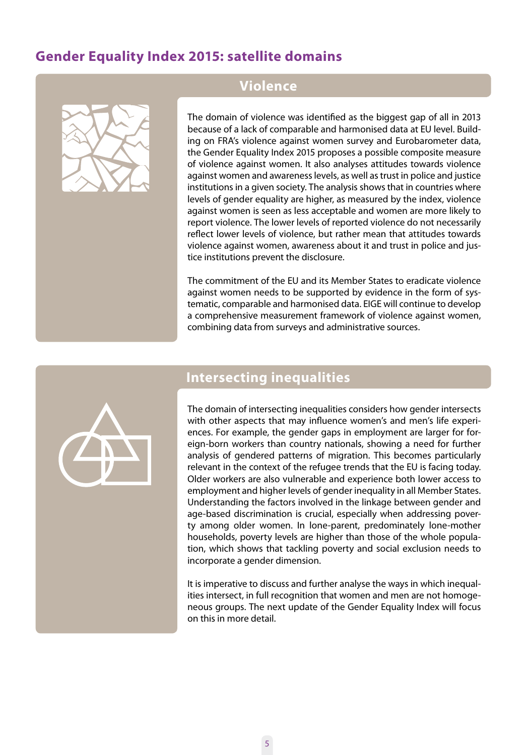## Gender Equality Index 2015: satellite domains

### Violence

The domain of violence was identified as the biggest gap of all in 2013 because of a lack of comparable and harmonised data at EU level. Building on FRA's violence against women survey and Eurobarometer data, the Gender Equality Index 2015 proposes a possible composite measure of violence against women. It also analyses attitudes towards violence against women and awareness levels, as well as trust in police and justice institutions in a given society. The analysis shows that in countries where levels of gender equality are higher, as measured by the index, violence against women is seen as less acceptable and women are more likely to report violence. The lower levels of reported violence do not necessarily reflect lower levels of violence, but rather mean that attitudes towards violence against women, awareness about it and trust in police and justice institutions prevent the disclosure.

The commitment of the EU and its Member States to eradicate violence against women needs to be supported by evidence in the form of systematic, comparable and harmonised data. EIGE will continue to develop a comprehensive measurement framework of violence against women, combining data from surveys and administrative sources.

### Intersecting inequalities

The domain of intersecting inequalities considers how gender intersects with other aspects that may influence women's and men's life experiences. For example, the gender gaps in employment are larger for foreign-born workers than country nationals, showing a need for further analysis of gendered patterns of migration. This becomes particularly relevant in the context of the refugee trends that the EU is facing today. Older workers are also vulnerable and experience both lower access to employment and higher levels of gender inequality in all Member States. Understanding the factors involved in the linkage between gender and age-based discrimination is crucial, especially when addressing poverty among older women. In lone-parent, predominately lone-mother households, poverty levels are higher than those of the whole population, which shows that tackling poverty and social exclusion needs to incorporate a gender dimension.

It is imperative to discuss and further analyse the ways in which inequalities intersect, in full recognition that women and men are not homogeneous groups. The next update of the Gender Equality Index will focus on this in more detail.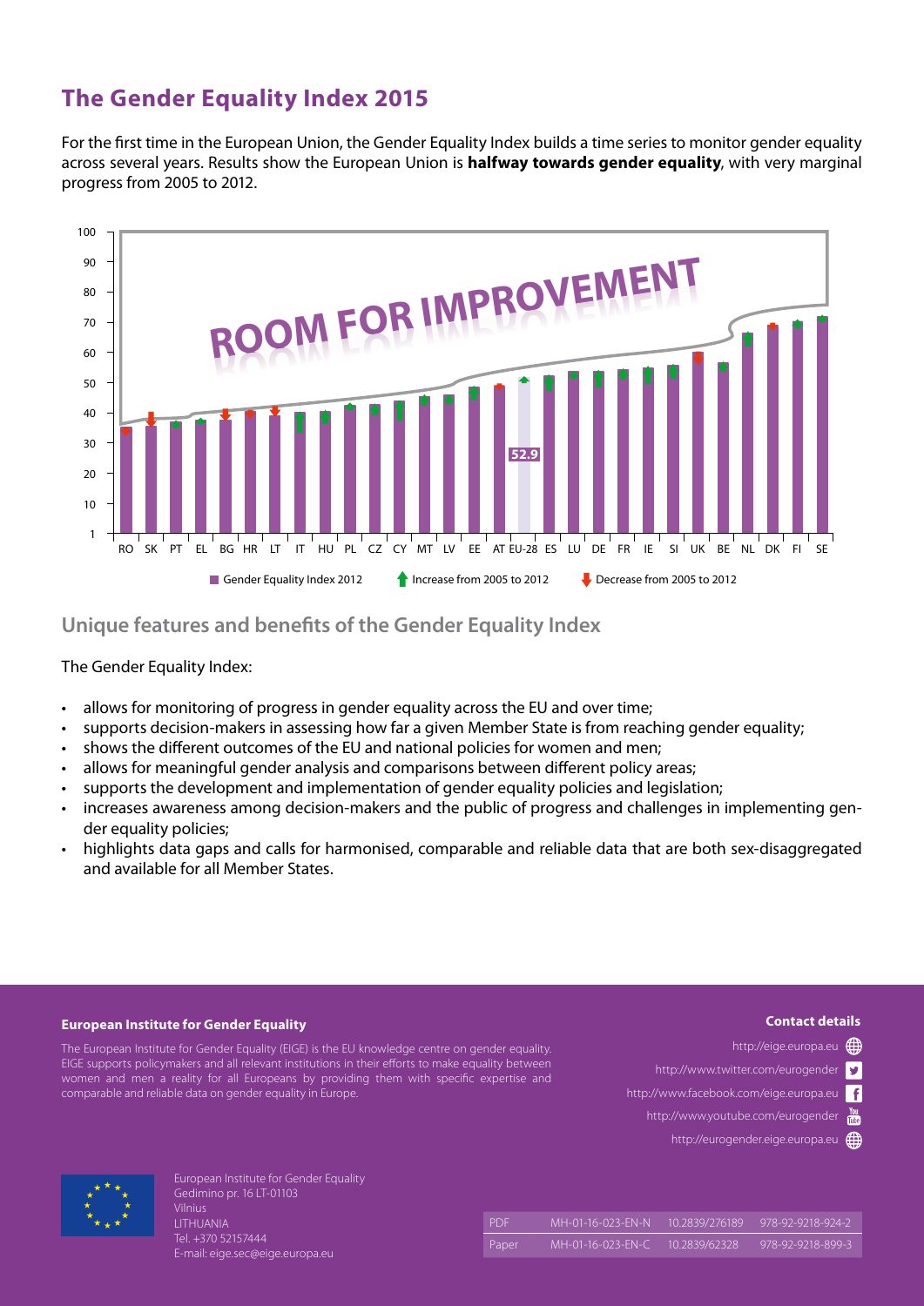## The Gender Equality Index 2015

For the first time in the European Union, the Gender Equality Index builds a time series to monitor gender equality across several years. Results show the European Union is **halfway towards gender equality**, with very marginal progress from 2005 to 2012.

ROOM FOR IMPROVEMENT

100
90
80
70
60
50
40
30
20
10
1

52.9

RO SK PT EL BG HR LT IT HU PL CZ CY MT LV EE AT EU-28 ES LU DE FR IE SI UK BE NL DK FI SE

Gender Equality Index 2012 · Increase from 2005 to 2012 · Decrease from 2005 to 2012

### Unique features and benefits of the Gender Equality Index

The Gender Equality Index:

- allows for monitoring of progress in gender equality across the EU and over time;
- supports decision-makers in assessing how far a given Member State is from reaching gender equality;
- shows the different outcomes of the EU and national policies for women and men;
- allows for meaningful gender analysis and comparisons between different policy areas;
- supports the development and implementation of gender equality policies and legislation;
- increases awareness among decision-makers and the public of progress and challenges in implementing gender equality policies;
- highlights data gaps and calls for harmonised, comparable and reliable data that are both sex-disaggregated and available for all Member States.

**European Institute for Gender Equality**

The European Institute for Gender Equality (EIGE) is the EU knowledge centre on gender equality. EIGE supports policymakers and all relevant institutions in their efforts to make equality between women and men a reality for all Europeans by providing them with specific expertise and comparable and reliable data on gender equality in Europe.

**Contact details**

http://eige.europa.eu
http://www.twitter.com/eurogender
http://www.facebook.com/eige.europa.eu
http://www.youtube.com/eurogender
http://eurogender.eige.europa.eu

European Institute for Gender Equality
Gedimino pr. 16 LT-01103
Vilnius
LITHUANIA
Tel. +370 52157444
E-mail: eige.sec@eige.europa.eu

| | | | |
|---|---|---|---|
| PDF | MH-01-16-023-EN-N | 10.2839/276189 | 978-92-9218-924-2 |
| Paper | MH-01-16-023-EN-C | 10.2839/62328 | 978-92-9218-899-3 |